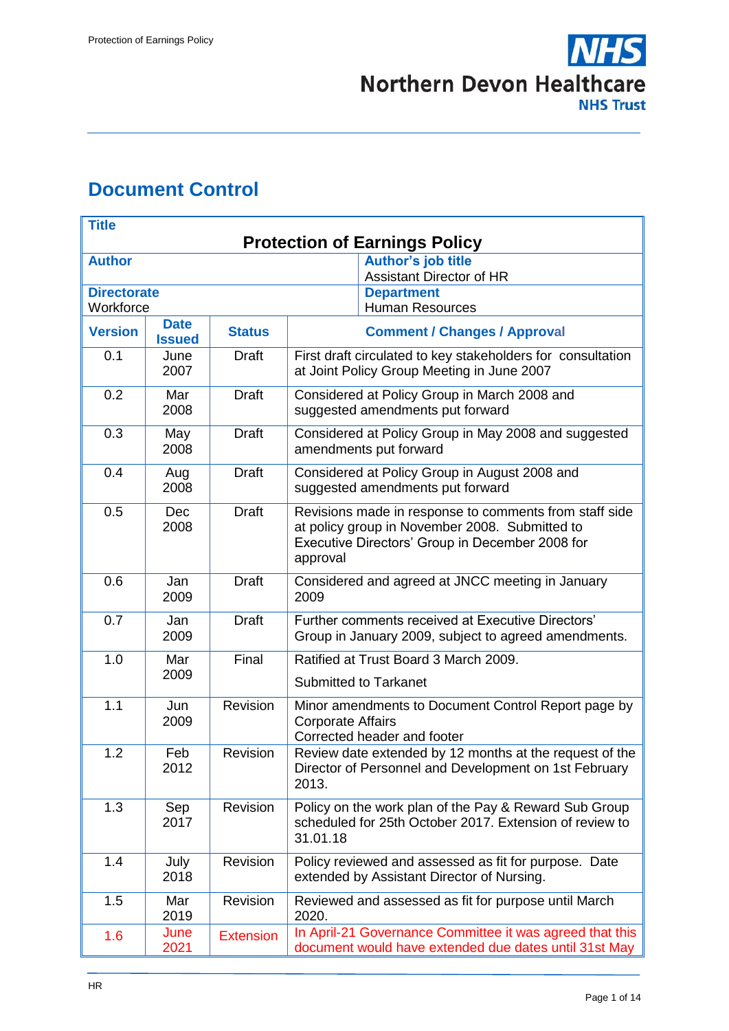# Document Control

| **Title** | | | | |
|---|---|---|---|---|
| **Protection of Earnings Policy** | | | | |
| **Author** | | | **Author's job title**<br>Assistant Director of HR | |
| **Directorate**<br>Workforce | | | **Department**<br>Human Resources | |
| **Version** | **Date Issued** | **Status** | **Comment / Changes / Approval** | |
| 0.1 | June 2007 | Draft | First draft circulated to key stakeholders for consultation at Joint Policy Group Meeting in June 2007 | |
| 0.2 | Mar 2008 | Draft | Considered at Policy Group in March 2008 and suggested amendments put forward | |
| 0.3 | May 2008 | Draft | Considered at Policy Group in May 2008 and suggested amendments put forward | |
| 0.4 | Aug 2008 | Draft | Considered at Policy Group in August 2008 and suggested amendments put forward | |
| 0.5 | Dec 2008 | Draft | Revisions made in response to comments from staff side at policy group in November 2008. Submitted to Executive Directors' Group in December 2008 for approval | |
| 0.6 | Jan 2009 | Draft | Considered and agreed at JNCC meeting in January 2009 | |
| 0.7 | Jan 2009 | Draft | Further comments received at Executive Directors' Group in January 2009, subject to agreed amendments. | |
| 1.0 | Mar 2009 | Final | Ratified at Trust Board 3 March 2009.<br>Submitted to Tarkanet | |
| 1.1 | Jun 2009 | Revision | Minor amendments to Document Control Report page by Corporate Affairs<br>Corrected header and footer | |
| 1.2 | Feb 2012 | Revision | Review date extended by 12 months at the request of the Director of Personnel and Development on 1st February 2013. | |
| 1.3 | Sep 2017 | Revision | Policy on the work plan of the Pay & Reward Sub Group scheduled for 25th October 2017. Extension of review to 31.01.18 | |
| 1.4 | July 2018 | Revision | Policy reviewed and assessed as fit for purpose. Date extended by Assistant Director of Nursing. | |
| 1.5 | Mar 2019 | Revision | Reviewed and assessed as fit for purpose until March 2020. | |
| 1.6 | June 2021 | Extension | In April-21 Governance Committee it was agreed that this document would have extended due dates until 31st May | |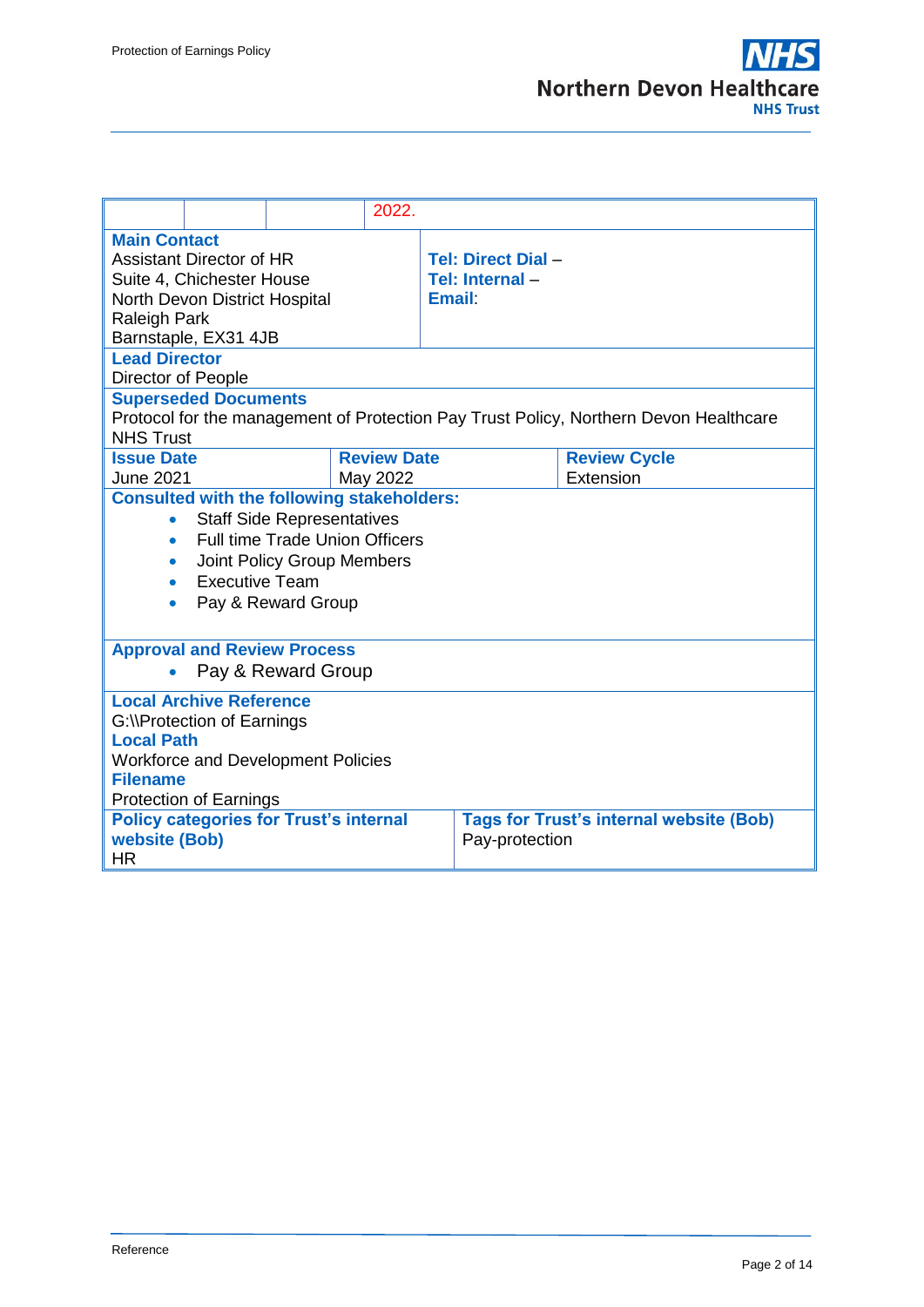| | | | 2022. |
|---|---|---|---|

| **Main Contact** | |
|---|---|
| Assistant Director of HR<br>Suite 4, Chichester House<br>North Devon District Hospital<br>Raleigh Park<br>Barnstaple, EX31 4JB | **Tel: Direct Dial** –<br>**Tel: Internal** –<br>**Email**: |

**Lead Director**

Director of People

**Superseded Documents**

Protocol for the management of Protection Pay Trust Policy, Northern Devon Healthcare NHS Trust

| **Issue Date** | **Review Date** | **Review Cycle** |
|---|---|---|
| June 2021 | May 2022 | Extension |

**Consulted with the following stakeholders:**

- Staff Side Representatives
- Full time Trade Union Officers
- Joint Policy Group Members
- Executive Team
- Pay & Reward Group

**Approval and Review Process**

- Pay & Reward Group

**Local Archive Reference**

G:\\Protection of Earnings

**Local Path**

Workforce and Development Policies

**Filename**

Protection of Earnings

| **Policy categories for Trust's internal website (Bob)** | **Tags for Trust's internal website (Bob)** |
|---|---|
| HR | Pay-protection |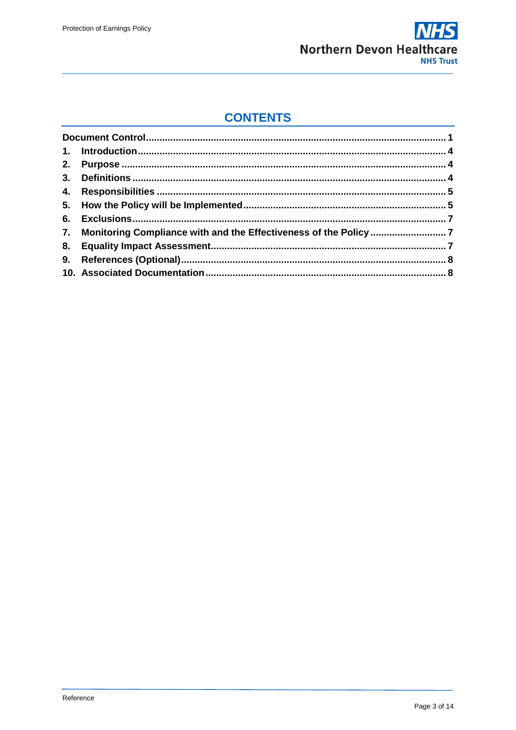# CONTENTS

**Document Control** ........................................................................................................ **1**

1. **Introduction** ........................................................................................................ **4**
2. **Purpose** ............................................................................................................... **4**
3. **Definitions** .......................................................................................................... **4**
4. **Responsibilities** ................................................................................................... **5**
5. **How the Policy will be Implemented** ...................................................................... **5**
6. **Exclusions** ............................................................................................................ **7**
7. **Monitoring Compliance with and the Effectiveness of the Policy** ............................. **7**
8. **Equality Impact Assessment** .................................................................................. **7**
9. **References (Optional)** ............................................................................................ **8**
10. **Associated Documentation** ..................................................................................... **8**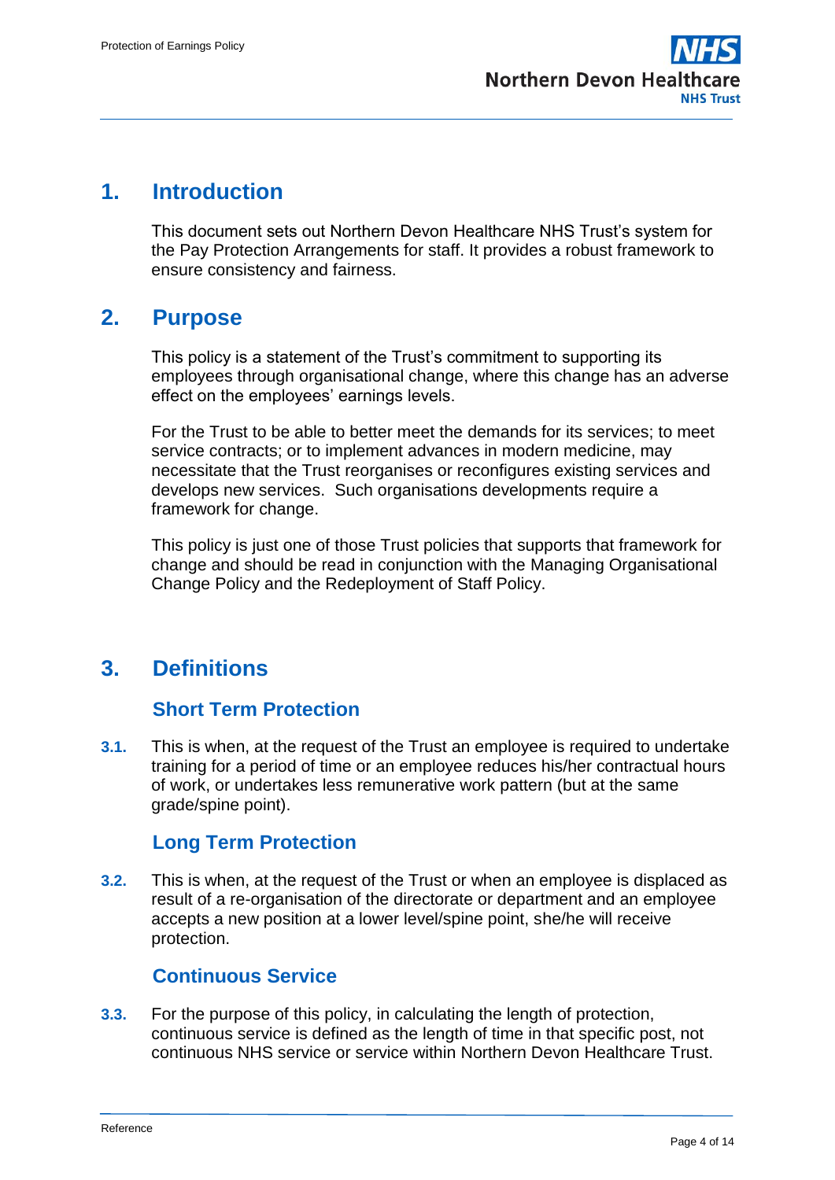## 1. Introduction

This document sets out Northern Devon Healthcare NHS Trust's system for the Pay Protection Arrangements for staff. It provides a robust framework to ensure consistency and fairness.

## 2. Purpose

This policy is a statement of the Trust's commitment to supporting its employees through organisational change, where this change has an adverse effect on the employees' earnings levels.

For the Trust to be able to better meet the demands for its services; to meet service contracts; or to implement advances in modern medicine, may necessitate that the Trust reorganises or reconfigures existing services and develops new services. Such organisations developments require a framework for change.

This policy is just one of those Trust policies that supports that framework for change and should be read in conjunction with the Managing Organisational Change Policy and the Redeployment of Staff Policy.

## 3. Definitions

### Short Term Protection

**3.1.** This is when, at the request of the Trust an employee is required to undertake training for a period of time or an employee reduces his/her contractual hours of work, or undertakes less remunerative work pattern (but at the same grade/spine point).

### Long Term Protection

**3.2.** This is when, at the request of the Trust or when an employee is displaced as result of a re-organisation of the directorate or department and an employee accepts a new position at a lower level/spine point, she/he will receive protection.

### Continuous Service

**3.3.** For the purpose of this policy, in calculating the length of protection, continuous service is defined as the length of time in that specific post, not continuous NHS service or service within Northern Devon Healthcare Trust.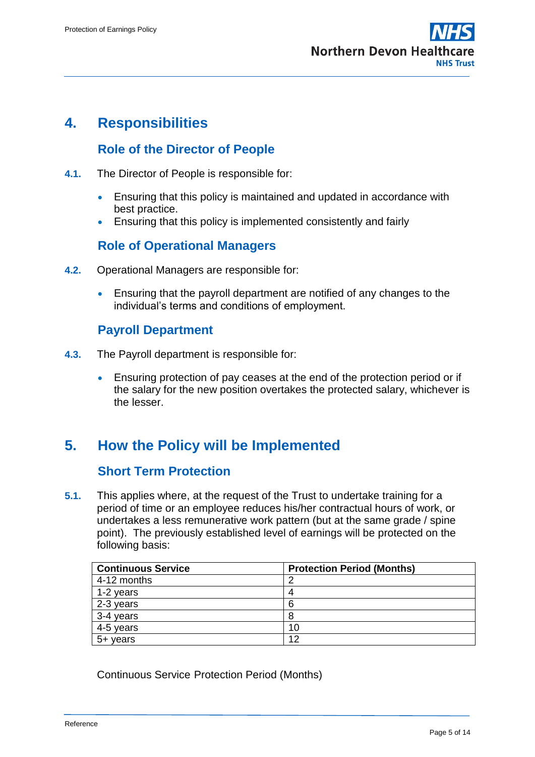# 4. Responsibilities

## Role of the Director of People

**4.1.** The Director of People is responsible for:

- Ensuring that this policy is maintained and updated in accordance with best practice.
- Ensuring that this policy is implemented consistently and fairly

## Role of Operational Managers

**4.2.** Operational Managers are responsible for:

- Ensuring that the payroll department are notified of any changes to the individual's terms and conditions of employment.

## Payroll Department

**4.3.** The Payroll department is responsible for:

- Ensuring protection of pay ceases at the end of the protection period or if the salary for the new position overtakes the protected salary, whichever is the lesser.

# 5. How the Policy will be Implemented

## Short Term Protection

**5.1.** This applies where, at the request of the Trust to undertake training for a period of time or an employee reduces his/her contractual hours of work, or undertakes a less remunerative work pattern (but at the same grade / spine point). The previously established level of earnings will be protected on the following basis:

| Continuous Service | Protection Period (Months) |
|---|---|
| 4-12 months | 2 |
| 1-2 years | 4 |
| 2-3 years | 6 |
| 3-4 years | 8 |
| 4-5 years | 10 |
| 5+ years | 12 |

Continuous Service Protection Period (Months)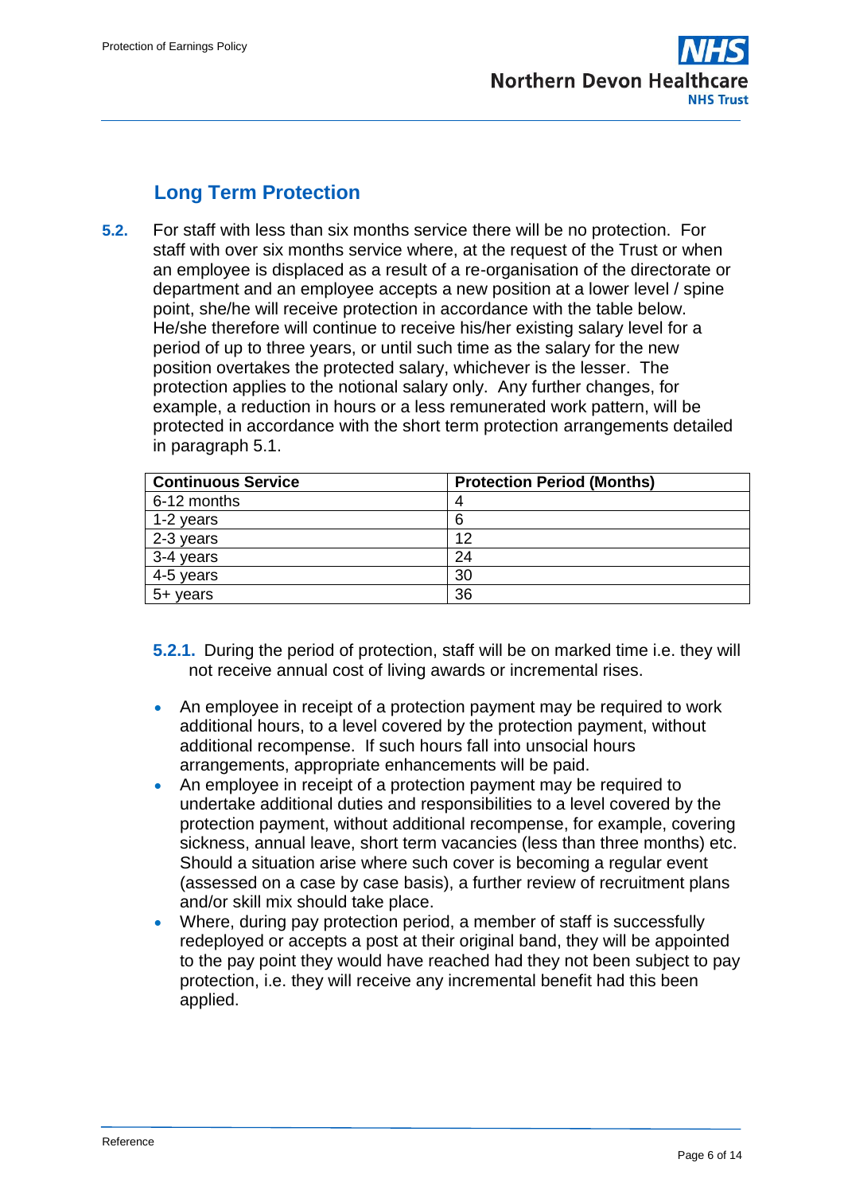## Long Term Protection

**5.2.** For staff with less than six months service there will be no protection. For staff with over six months service where, at the request of the Trust or when an employee is displaced as a result of a re-organisation of the directorate or department and an employee accepts a new position at a lower level / spine point, she/he will receive protection in accordance with the table below. He/she therefore will continue to receive his/her existing salary level for a period of up to three years, or until such time as the salary for the new position overtakes the protected salary, whichever is the lesser. The protection applies to the notional salary only. Any further changes, for example, a reduction in hours or a less remunerated work pattern, will be protected in accordance with the short term protection arrangements detailed in paragraph 5.1.

| Continuous Service | Protection Period (Months) |
|---|---|
| 6-12 months | 4 |
| 1-2 years | 6 |
| 2-3 years | 12 |
| 3-4 years | 24 |
| 4-5 years | 30 |
| 5+ years | 36 |

**5.2.1.** During the period of protection, staff will be on marked time i.e. they will not receive annual cost of living awards or incremental rises.

- An employee in receipt of a protection payment may be required to work additional hours, to a level covered by the protection payment, without additional recompense. If such hours fall into unsocial hours arrangements, appropriate enhancements will be paid.
- An employee in receipt of a protection payment may be required to undertake additional duties and responsibilities to a level covered by the protection payment, without additional recompense, for example, covering sickness, annual leave, short term vacancies (less than three months) etc. Should a situation arise where such cover is becoming a regular event (assessed on a case by case basis), a further review of recruitment plans and/or skill mix should take place.
- Where, during pay protection period, a member of staff is successfully redeployed or accepts a post at their original band, they will be appointed to the pay point they would have reached had they not been subject to pay protection, i.e. they will receive any incremental benefit had this been applied.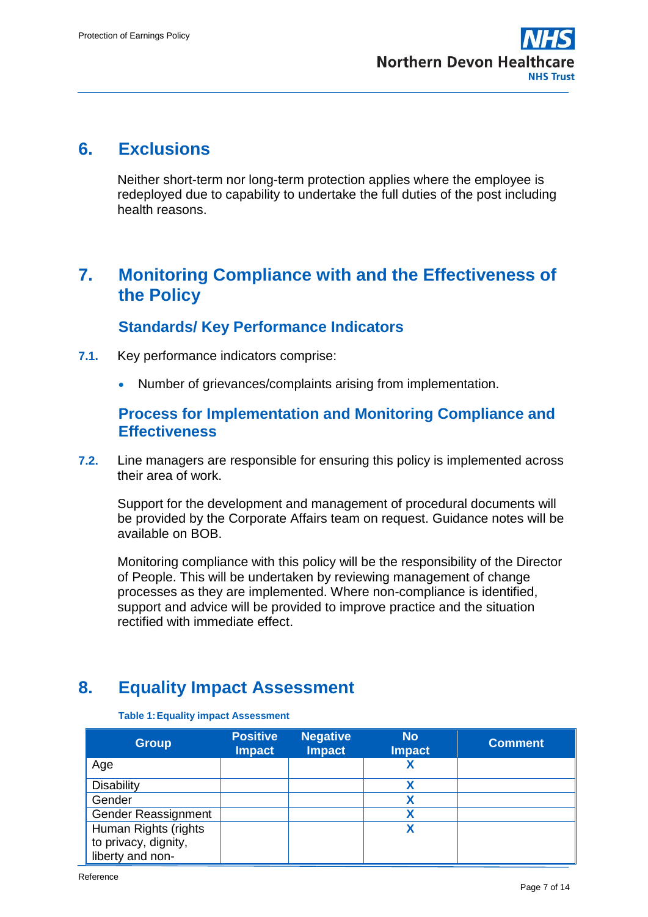## 6. Exclusions

Neither short-term nor long-term protection applies where the employee is redeployed due to capability to undertake the full duties of the post including health reasons.

## 7. Monitoring Compliance with and the Effectiveness of the Policy

### Standards/ Key Performance Indicators

**7.1.** Key performance indicators comprise:

- Number of grievances/complaints arising from implementation.

### Process for Implementation and Monitoring Compliance and Effectiveness

**7.2.** Line managers are responsible for ensuring this policy is implemented across their area of work.

Support for the development and management of procedural documents will be provided by the Corporate Affairs team on request. Guidance notes will be available on BOB.

Monitoring compliance with this policy will be the responsibility of the Director of People. This will be undertaken by reviewing management of change processes as they are implemented. Where non-compliance is identified, support and advice will be provided to improve practice and the situation rectified with immediate effect.

## 8. Equality Impact Assessment

**Table 1: Equality impact Assessment**

| Group | Positive Impact | Negative Impact | No Impact | Comment |
|---|---|---|---|---|
| Age | | | X | |
| Disability | | | X | |
| Gender | | | X | |
| Gender Reassignment | | | X | |
| Human Rights (rights to privacy, dignity, liberty and non- | | | X | |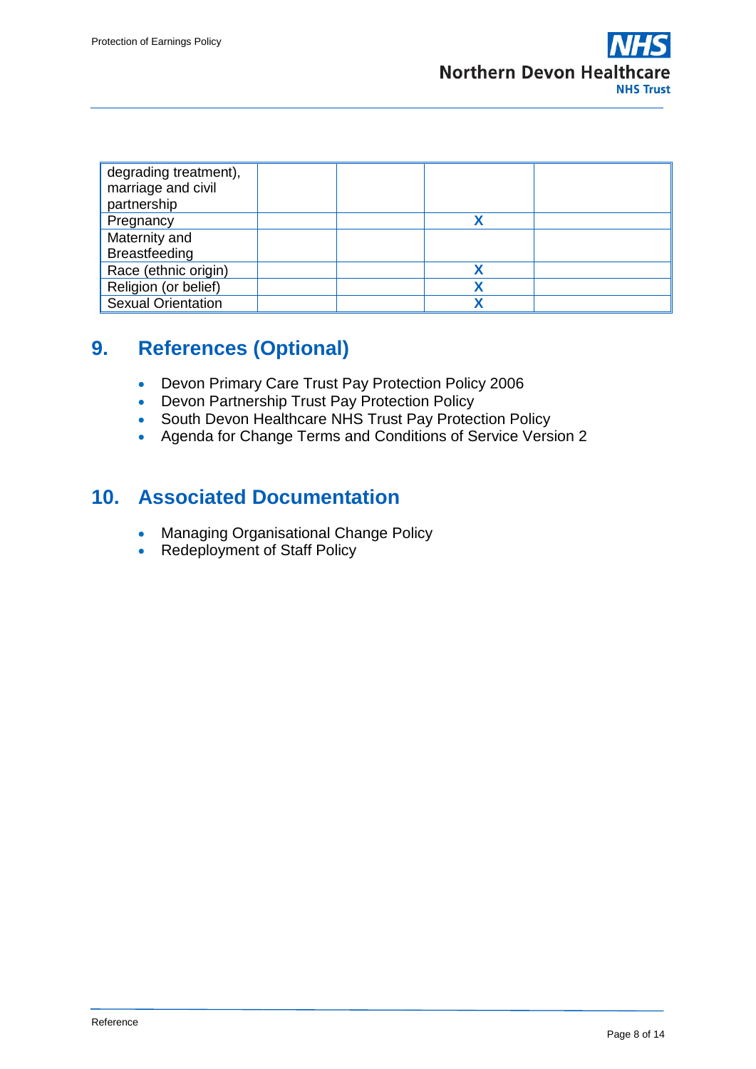| | | | | |
|---|---|---|---|---|
| degrading treatment), marriage and civil partnership | | | | |
| Pregnancy | | | X | |
| Maternity and Breastfeeding | | | | |
| Race (ethnic origin) | | | X | |
| Religion (or belief) | | | X | |
| Sexual Orientation | | | X | |

## 9. References (Optional)

- Devon Primary Care Trust Pay Protection Policy 2006
- Devon Partnership Trust Pay Protection Policy
- South Devon Healthcare NHS Trust Pay Protection Policy
- Agenda for Change Terms and Conditions of Service Version 2

## 10. Associated Documentation

- Managing Organisational Change Policy
- Redeployment of Staff Policy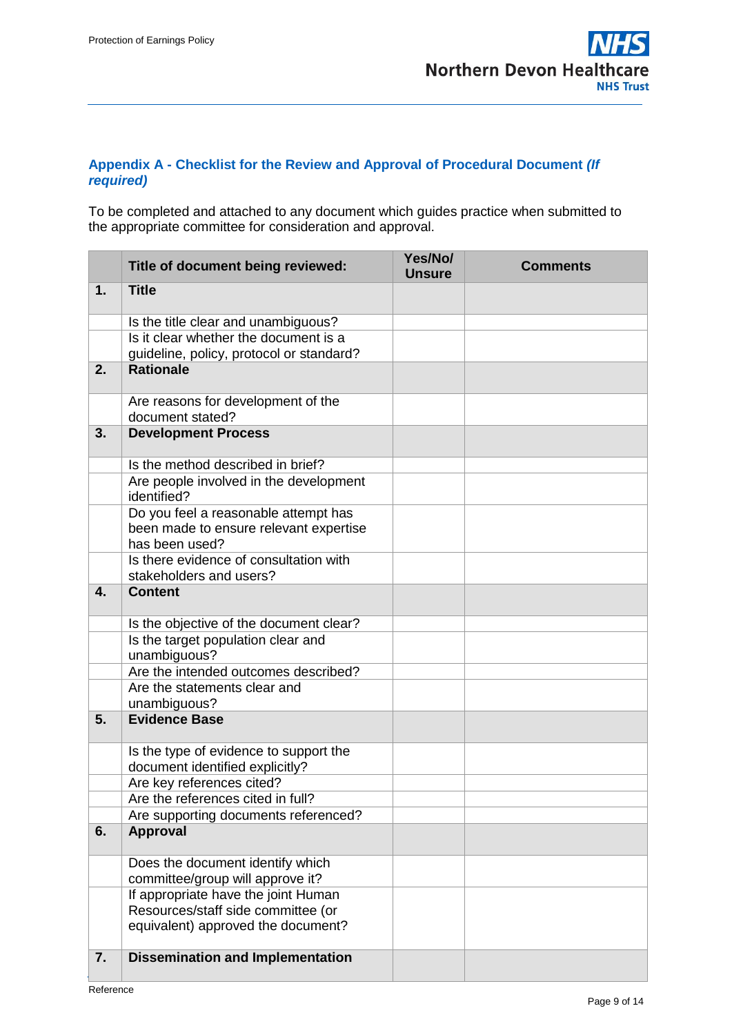## Appendix A - Checklist for the Review and Approval of Procedural Document *(If required)*

To be completed and attached to any document which guides practice when submitted to the appropriate committee for consideration and approval.

| | Title of document being reviewed: | Yes/No/ Unsure | Comments |
|---|---|---|---|
| **1.** | **Title** | | |
| | Is the title clear and unambiguous? | | |
| | Is it clear whether the document is a guideline, policy, protocol or standard? | | |
| **2.** | **Rationale** | | |
| | Are reasons for development of the document stated? | | |
| **3.** | **Development Process** | | |
| | Is the method described in brief? | | |
| | Are people involved in the development identified? | | |
| | Do you feel a reasonable attempt has been made to ensure relevant expertise has been used? | | |
| | Is there evidence of consultation with stakeholders and users? | | |
| **4.** | **Content** | | |
| | Is the objective of the document clear? | | |
| | Is the target population clear and unambiguous? | | |
| | Are the intended outcomes described? | | |
| | Are the statements clear and unambiguous? | | |
| **5.** | **Evidence Base** | | |
| | Is the type of evidence to support the document identified explicitly? | | |
| | Are key references cited? | | |
| | Are the references cited in full? | | |
| | Are supporting documents referenced? | | |
| **6.** | **Approval** | | |
| | Does the document identify which committee/group will approve it? | | |
| | If appropriate have the joint Human Resources/staff side committee (or equivalent) approved the document? | | |
| **7.** | **Dissemination and Implementation** | | |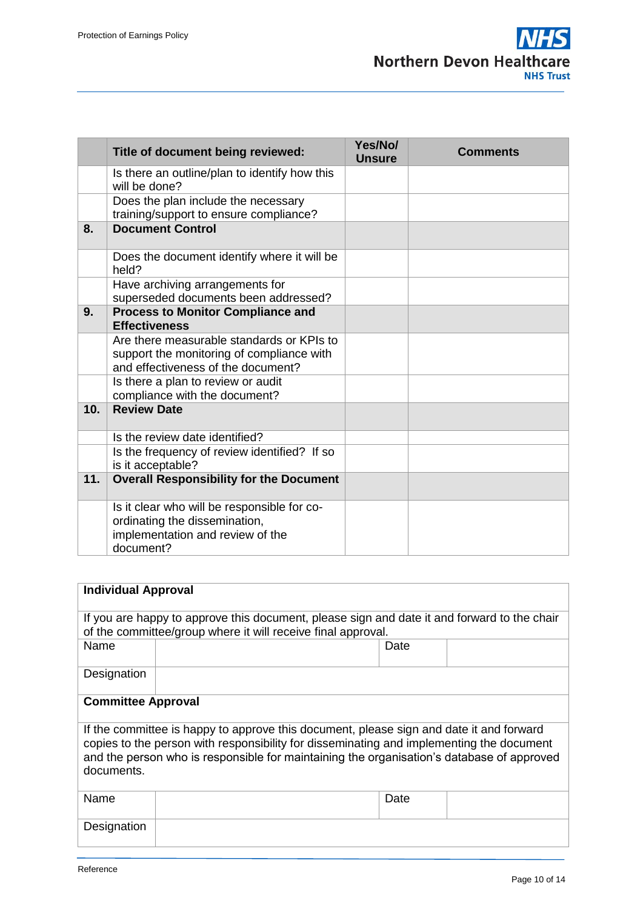|  | Title of document being reviewed: | Yes/No/ Unsure | Comments |
|---|---|---|---|
|  | Is there an outline/plan to identify how this will be done? |  |  |
|  | Does the plan include the necessary training/support to ensure compliance? |  |  |
| **8.** | **Document Control** |  |  |
|  | Does the document identify where it will be held? |  |  |
|  | Have archiving arrangements for superseded documents been addressed? |  |  |
| **9.** | **Process to Monitor Compliance and Effectiveness** |  |  |
|  | Are there measurable standards or KPIs to support the monitoring of compliance with and effectiveness of the document? |  |  |
|  | Is there a plan to review or audit compliance with the document? |  |  |
| **10.** | **Review Date** |  |  |
|  | Is the review date identified? |  |  |
|  | Is the frequency of review identified? If so is it acceptable? |  |  |
| **11.** | **Overall Responsibility for the Document** |  |  |
|  | Is it clear who will be responsible for co-ordinating the dissemination, implementation and review of the document? |  |  |

| **Individual Approval** | | | |
|---|---|---|---|
| If you are happy to approve this document, please sign and date it and forward to the chair of the committee/group where it will receive final approval. | | | |
| Name | | Date | |
| Designation | | | |
| **Committee Approval** | | | |
| If the committee is happy to approve this document, please sign and date it and forward copies to the person with responsibility for disseminating and implementing the document and the person who is responsible for maintaining the organisation's database of approved documents. | | | |
| Name | | Date | |
| Designation | | | |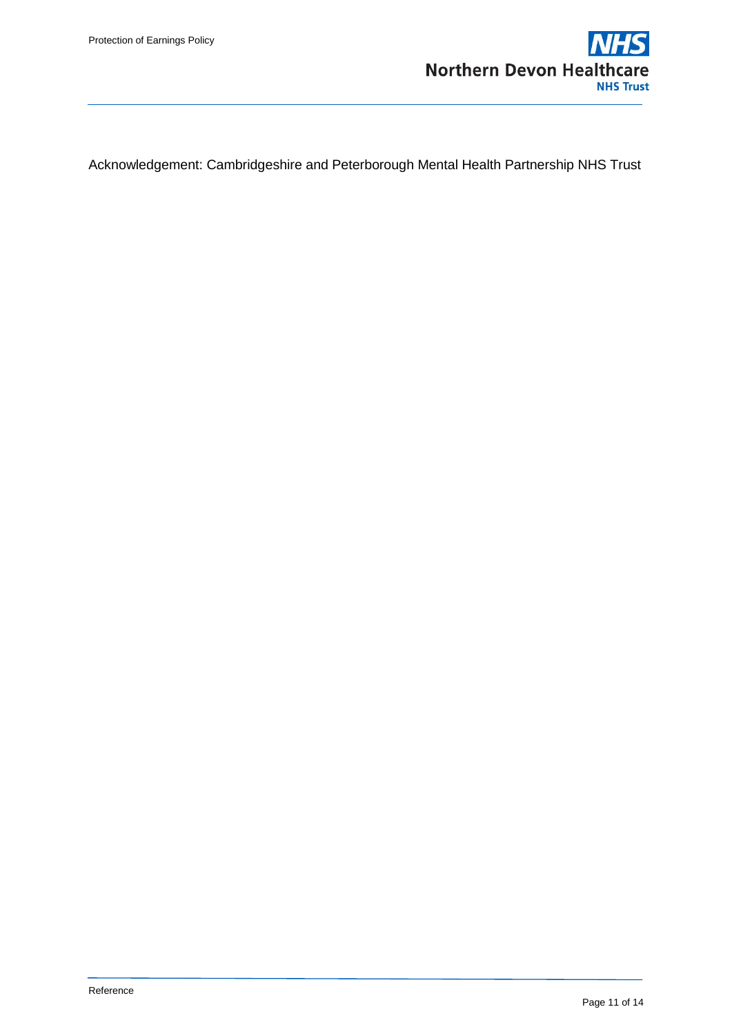Acknowledgement: Cambridgeshire and Peterborough Mental Health Partnership NHS Trust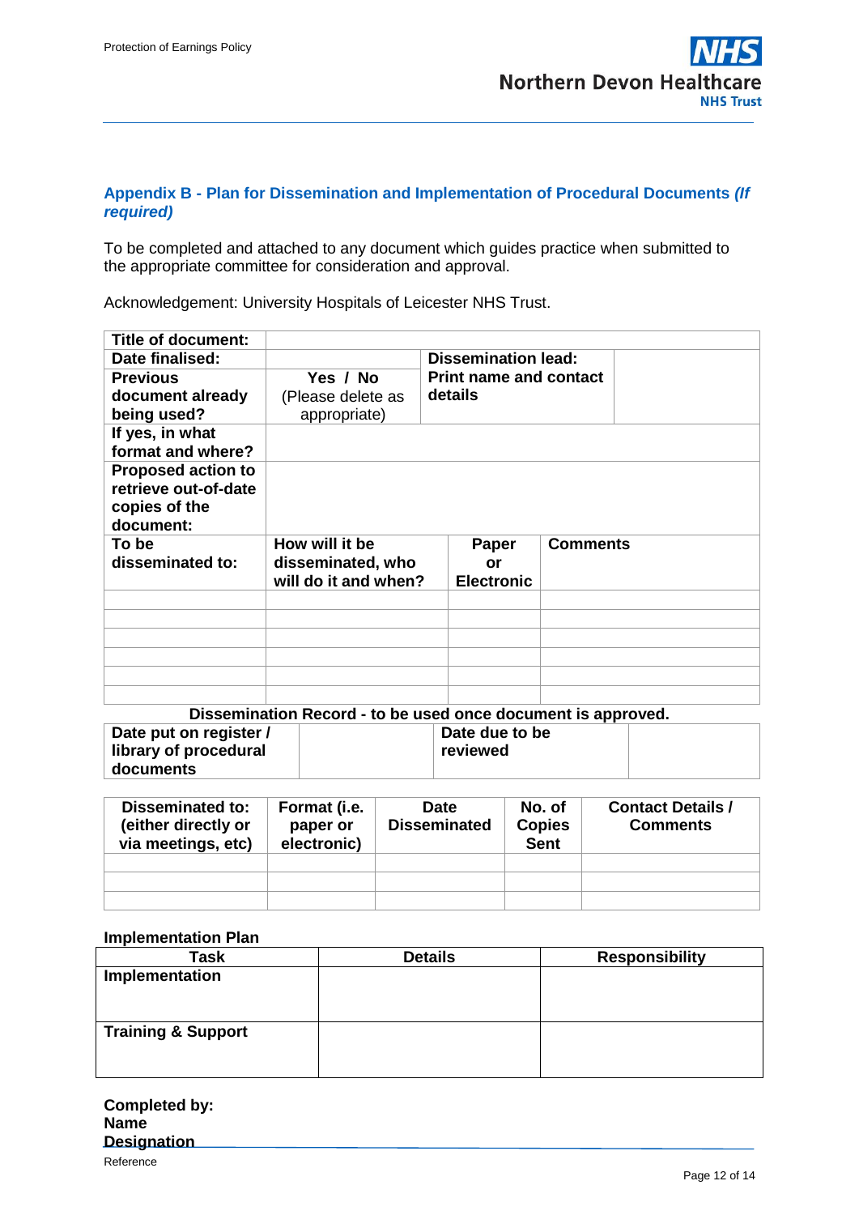## Appendix B - Plan for Dissemination and Implementation of Procedural Documents *(If required)*

To be completed and attached to any document which guides practice when submitted to the appropriate committee for consideration and approval.

Acknowledgement: University Hospitals of Leicester NHS Trust.

| **Title of document:** | | | |
|---|---|---|---|
| **Date finalised:** | | **Dissemination lead:** | |
| **Previous document already being used?** | **Yes / No** (Please delete as appropriate) | **Print name and contact details** | |
| **If yes, in what format and where?** | | | |
| **Proposed action to retrieve out-of-date copies of the document:** | | | |

| **To be disseminated to:** | **How will it be disseminated, who will do it and when?** | **Paper or Electronic** | **Comments** |
|---|---|---|---|
| | | | |
| | | | |
| | | | |
| | | | |
| | | | |
| | | | |

**Dissemination Record - to be used once document is approved.**

| **Date put on register / library of procedural documents** | | **Date due to be reviewed** | |
|---|---|---|---|

| **Disseminated to: (either directly or via meetings, etc)** | **Format (i.e. paper or electronic)** | **Date Disseminated** | **No. of Copies Sent** | **Contact Details / Comments** |
|---|---|---|---|---|
| | | | | |
| | | | | |
| | | | | |

**Implementation Plan**

| **Task** | **Details** | **Responsibility** |
|---|---|---|
| **Implementation** | | |
| **Training & Support** | | |

**Completed by:**
**Name**
**Designation**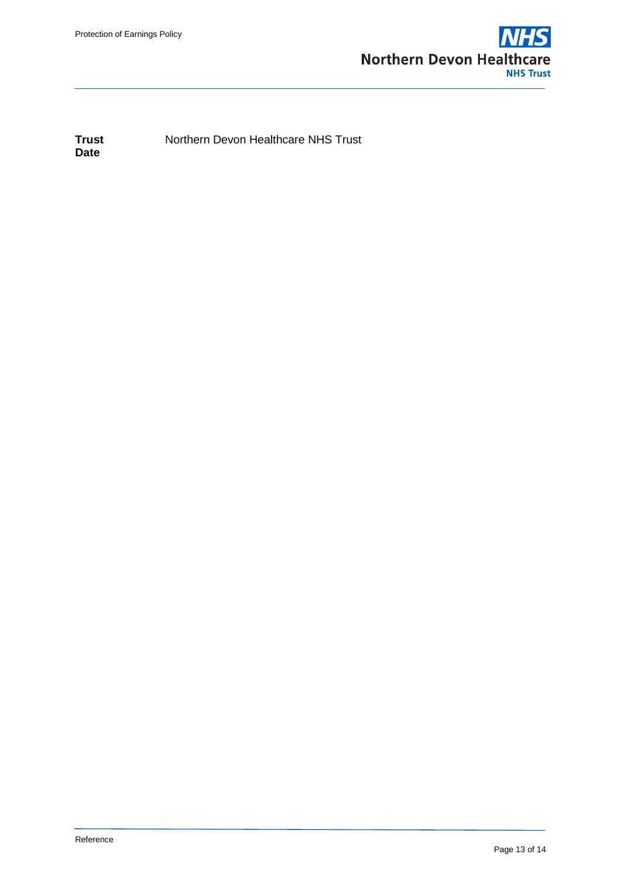| | |
|---|---|
| **Trust** | Northern Devon Healthcare NHS Trust |
| **Date** | |